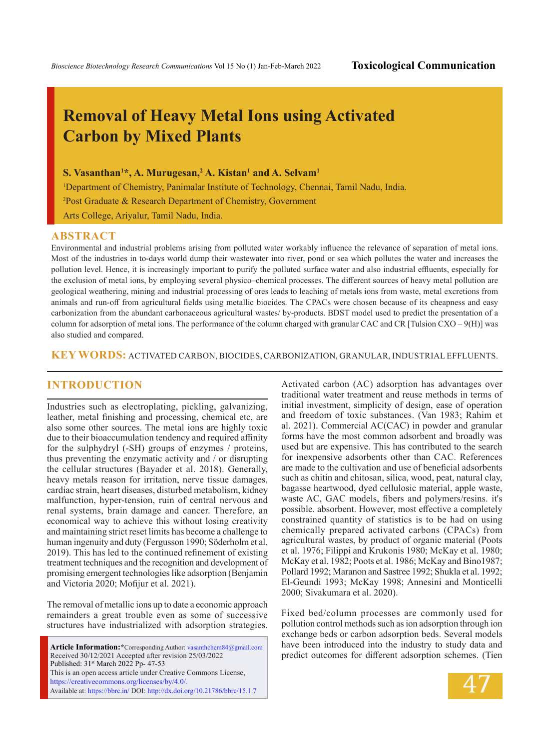# Removal of Heavy Metal Ions using Activated Carbon by Mixed Plants

**S. Vasanthan[1]*, A. Murugesan,[2] A. Kistan[1] and A. Selvam[1]**

[1]Department of Chemistry, Panimalar Institute of Technology, Chennai, Tamil Nadu, India.

[2]Post Graduate & Research Department of Chemistry, Government Arts College, Ariyalur, Tamil Nadu, India.

## ABSTRACT

Environmental and industrial problems arising from polluted water workably influence the relevance of separation of metal ions. Most of the industries in to-days world dump their wastewater into river, pond or sea which pollutes the water and increases the pollution level. Hence, it is increasingly important to purify the polluted surface water and also industrial effluents, especially for the exclusion of metal ions, by employing several physico–chemical processes. The different sources of heavy metal pollution are geological weathering, mining and industrial processing of ores leads to leaching of metals ions from waste, metal excretions from animals and run-off from agricultural fields using metallic biocides. The CPACs were chosen because of its cheapness and easy carbonization from the abundant carbonaceous agricultural wastes/ by-products. BDST model used to predict the presentation of a column for adsorption of metal ions. The performance of the column charged with granular CAC and CR [Tulsion CXO – 9(H)] was also studied and compared.

**KEY WORDS:** ACTIVATED CARBON, BIOCIDES, CARBONIZATION, GRANULAR, INDUSTRIAL EFFLUENTS.

## INTRODUCTION

Industries such as electroplating, pickling, galvanizing, leather, metal finishing and processing, chemical etc, are also some other sources. The metal ions are highly toxic due to their bioaccumulation tendency and required affinity for the sulphydryl (-SH) groups of enzymes / proteins, thus preventing the enzymatic activity and / or disrupting the cellular structures (Bayader et al. 2018). Generally, heavy metals reason for irritation, nerve tissue damages, cardiac strain, heart diseases, disturbed metabolism, kidney malfunction, hyper-tension, ruin of central nervous and renal systems, brain damage and cancer. Therefore, an economical way to achieve this without losing creativity and maintaining strict reset limits has become a challenge to human ingenuity and duty (Fergusson 1990; Söderholm et al. 2019). This has led to the continued refinement of existing treatment techniques and the recognition and development of promising emergent technologies like adsorption (Benjamin and Victoria 2020; Mofijur et al. 2021).

The removal of metallic ions up to date a economic approach remainders a great trouble even as some of successive structures have industrialized with adsorption strategies.

Activated carbon (AC) adsorption has advantages over traditional water treatment and reuse methods in terms of initial investment, simplicity of design, ease of operation and freedom of toxic substances. (Van 1983; Rahim et al. 2021). Commercial AC(CAC) in powder and granular forms have the most common adsorbent and broadly was used but are expensive. This has contributed to the search for inexpensive adsorbents other than CAC. References are made to the cultivation and use of beneficial adsorbents such as chitin and chitosan, silica, wood, peat, natural clay, bagasse heartwood, dyed cellulosic material, apple waste, waste AC, GAC models, fibers and polymers/resins. it's possible. absorbent. However, most effective a completely constrained quantity of statistics is to be had on using chemically prepared activated carbons (CPACs) from agricultural wastes, by product of organic material (Poots et al. 1976; Filippi and Krukonis 1980; McKay et al. 1980; McKay et al. 1982; Poots et al. 1986; McKay and Bino1987; Pollard 1992; Maranon and Sastree 1992; Shukla et al. 1992; El-Geundi 1993; McKay 1998; Annesini and Monticelli 2000; Sivakumara et al. 2020).

Fixed bed/column processes are commonly used for pollution control methods such as ion adsorption through ion exchange beds or carbon adsorption beds. Several models have been introduced into the industry to study data and predict outcomes for different adsorption schemes. (Tien

**Article Information:***Corresponding Author: vasanthchem84@gmail.com
Received 30/12/2021 Accepted after revision 25/03/2022
Published: 31st March 2022 Pp- 47-53
This is an open access article under Creative Commons License, https://creativecommons.org/licenses/by/4.0/.
Available at: https://bbrc.in/ DOI: http://dx.doi.org/10.21786/bbrc/15.1.7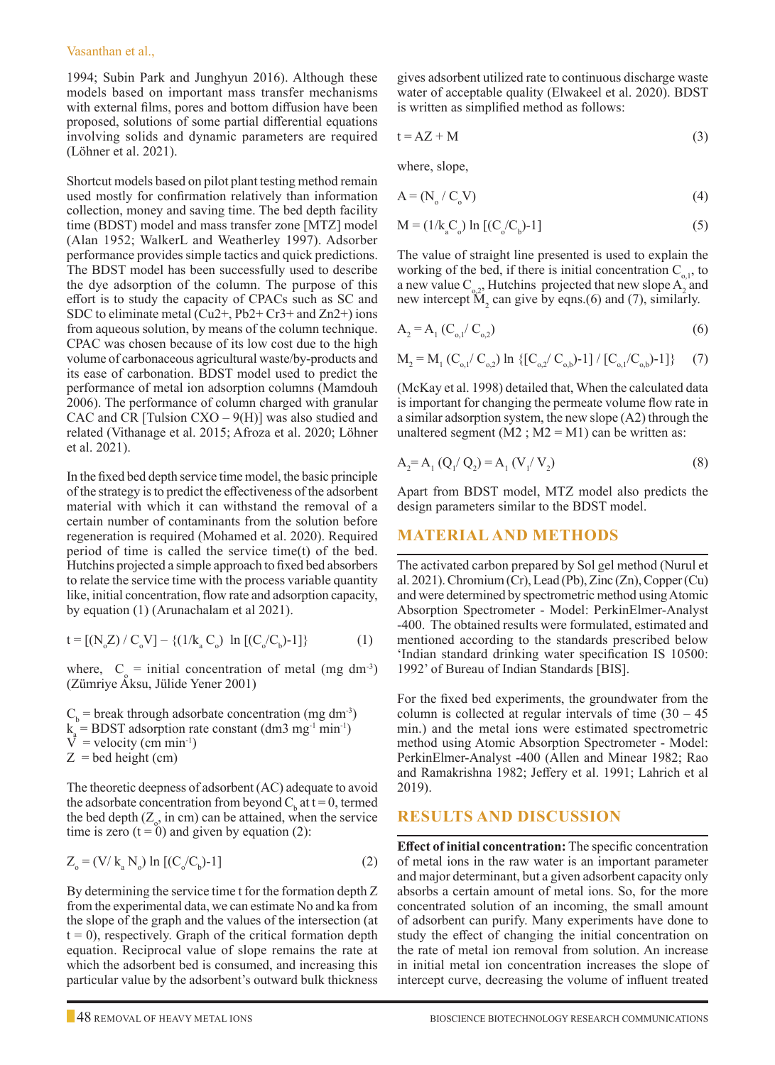1994; Subin Park and Junghyun 2016). Although these models based on important mass transfer mechanisms with external films, pores and bottom diffusion have been proposed, solutions of some partial differential equations involving solids and dynamic parameters are required (Löhner et al. 2021).

Shortcut models based on pilot plant testing method remain used mostly for confirmation relatively than information collection, money and saving time. The bed depth facility time (BDST) model and mass transfer zone [MTZ] model (Alan 1952; WalkerL and Weatherley 1997). Adsorber performance provides simple tactics and quick predictions. The BDST model has been successfully used to describe the dye adsorption of the column. The purpose of this effort is to study the capacity of CPACs such as SC and SDC to eliminate metal ($Cu^{2+}$, $Pb^{2+}$ $Cr^{3+}$ and $Zn^{2+}$) ions from aqueous solution, by means of the column technique. CPAC was chosen because of its low cost due to the high volume of carbonaceous agricultural waste/by-products and its ease of carbonation. BDST model used to predict the performance of metal ion adsorption columns (Mamdouh 2006). The performance of column charged with granular CAC and CR [Tulsion CXO – 9(H)] was also studied and related (Vithanage et al. 2015; Afroza et al. 2020; Löhner et al. 2021).

In the fixed bed depth service time model, the basic principle of the strategy is to predict the effectiveness of the adsorbent material with which it can withstand the removal of a certain number of contaminants from the solution before regeneration is required (Mohamed et al. 2020). Required period of time is called the service time(t) of the bed. Hutchins projected a simple approach to fixed bed absorbers to relate the service time with the process variable quantity like, initial concentration, flow rate and adsorption capacity, by equation (1) (Arunachalam et al 2021).

$$t = [(N_o Z) / C_o V] - \{(1/k_a C_o) \ \ln [(C_o/C_b)-1]\} \qquad (1)$$

where, $C_o$ = initial concentration of metal (mg $dm^{-3}$) (Zümriye Aksu, Jülide Yener 2001)

$C_b$ = break through adsorbate concentration (mg $dm^{-3}$)
$k_a$ = BDST adsorption rate constant ($dm^3$ $mg^{-1}$ $min^{-1}$)
$V$ = velocity (cm $min^{-1}$)
$Z$ = bed height (cm)

The theoretic deepness of adsorbent (AC) adequate to avoid the adsorbate concentration from beyond $C_b$ at $t = 0$, termed the bed depth ($Z_o$, in cm) can be attained, when the service time is zero ($t = 0$) and given by equation (2):

$$Z_o = (V/ k_a N_o) \ln [(C_o/C_b)-1] \qquad (2)$$

By determining the service time t for the formation depth Z from the experimental data, we can estimate No and ka from the slope of the graph and the values of the intersection (at $t = 0$), respectively. Graph of the critical formation depth equation. Reciprocal value of slope remains the rate at which the adsorbent bed is consumed, and increasing this particular value by the adsorbent's outward bulk thickness gives adsorbent utilized rate to continuous discharge waste water of acceptable quality (Elwakeel et al. 2020). BDST is written as simplified method as follows:

$$t = AZ + M \qquad (3)$$

where, slope,

$$A = (N_o / C_o V) \qquad (4)$$

$$M = (1/k_a C_o) \ln [(C_o/C_b)-1] \qquad (5)$$

The value of straight line presented is used to explain the working of the bed, if there is initial concentration $C_{o,1}$, to a new value $C_{o,2}$, Hutchins projected that new slope $A_2$ and new intercept $M_2$ can give by eqns.(6) and (7), similarly.

$$A_2 = A_1 (C_{o,1}/ C_{o,2}) \qquad (6)$$

$$M_2 = M_1 (C_{o,1}/ C_{o,2}) \ln \{[C_{o,2}/ C_{o,b})-1] / [C_{o,1}/C_{o,b})-1]\} \qquad (7)$$

(McKay et al. 1998) detailed that, When the calculated data is important for changing the permeate volume flow rate in a similar adsorption system, the new slope (A2) through the unaltered segment (M2 ; M2 = M1) can be written as:

$$A_2 = A_1 (Q_1/ Q_2) = A_1 (V_1/ V_2) \qquad (8)$$

Apart from BDST model, MTZ model also predicts the design parameters similar to the BDST model.

## MATERIAL AND METHODS

The activated carbon prepared by Sol gel method (Nurul et al. 2021). Chromium (Cr), Lead (Pb), Zinc (Zn), Copper (Cu) and were determined by spectrometric method using Atomic Absorption Spectrometer - Model: PerkinElmer-Analyst -400. The obtained results were formulated, estimated and mentioned according to the standards prescribed below 'Indian standard drinking water specification IS 10500: 1992' of Bureau of Indian Standards [BIS].

For the fixed bed experiments, the groundwater from the column is collected at regular intervals of time (30 – 45 min.) and the metal ions were estimated spectrometric method using Atomic Absorption Spectrometer - Model: PerkinElmer-Analyst -400 (Allen and Minear 1982; Rao and Ramakrishna 1982; Jeffery et al. 1991; Lahrich et al 2019).

## RESULTS AND DISCUSSION

**Effect of initial concentration:** The specific concentration of metal ions in the raw water is an important parameter and major determinant, but a given adsorbent capacity only absorbs a certain amount of metal ions. So, for the more concentrated solution of an incoming, the small amount of adsorbent can purify. Many experiments have done to study the effect of changing the initial concentration on the rate of metal ion removal from solution. An increase in initial metal ion concentration increases the slope of intercept curve, decreasing the volume of influent treated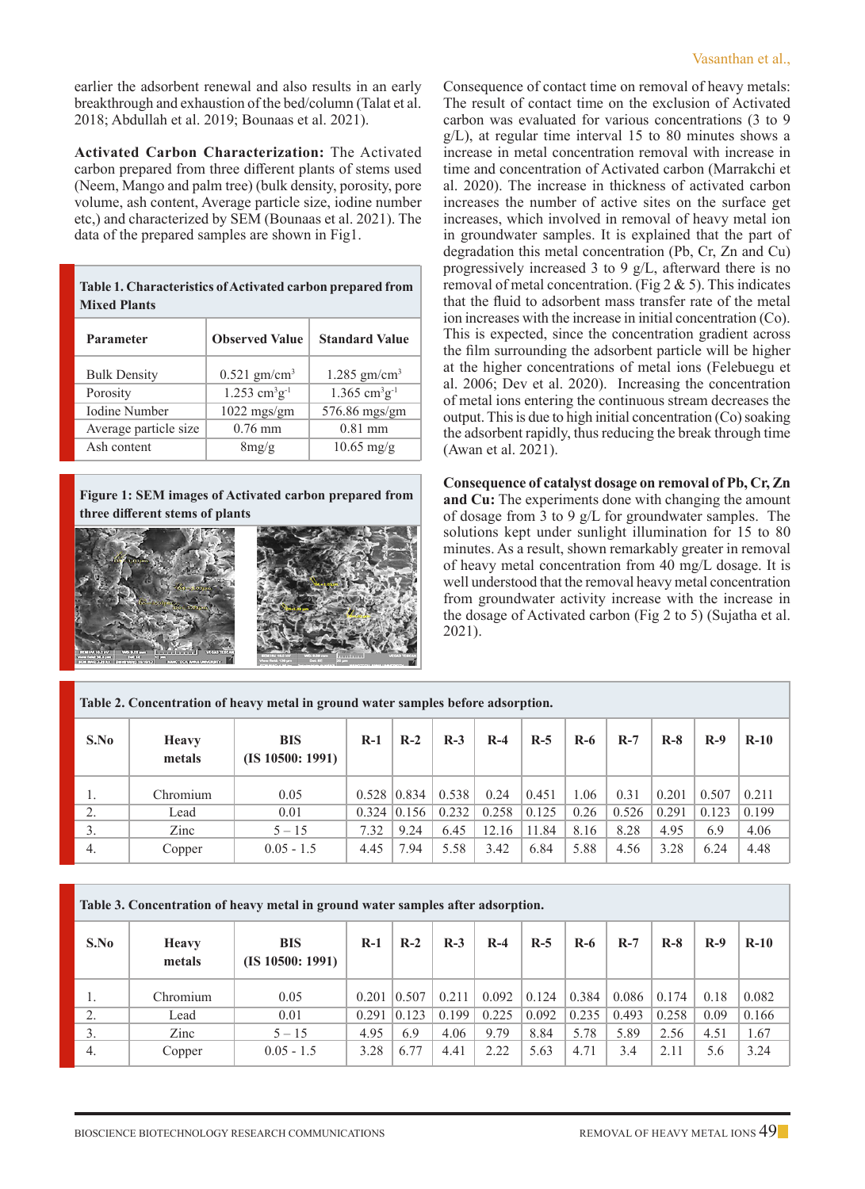earlier the adsorbent renewal and also results in an early breakthrough and exhaustion of the bed/column (Talat et al. 2018; Abdullah et al. 2019; Bounaas et al. 2021).

**Activated Carbon Characterization:** The Activated carbon prepared from three different plants of stems used (Neem, Mango and palm tree) (bulk density, porosity, pore volume, ash content, Average particle size, iodine number etc,) and characterized by SEM (Bounaas et al. 2021). The data of the prepared samples are shown in Fig1.

**Table 1. Characteristics of Activated carbon prepared from Mixed Plants**

| Parameter | Observed Value | Standard Value |
|---|---|---|
| Bulk Density | 0.521 $gm/cm^3$ | 1.285 $gm/cm^3$ |
| Porosity | 1.253 $cm^3g^{-1}$ | 1.365 $cm^3g^{-1}$ |
| Iodine Number | 1022 mgs/gm | 576.86 mgs/gm |
| Average particle size | 0.76 mm | 0.81 mm |
| Ash content | 8mg/g | 10.65 mg/g |

**Figure 1: SEM images of Activated carbon prepared from three different stems of plants**

Consequence of contact time on removal of heavy metals: The result of contact time on the exclusion of Activated carbon was evaluated for various concentrations (3 to 9 g/L), at regular time interval 15 to 80 minutes shows a increase in metal concentration removal with increase in time and concentration of Activated carbon (Marrakchi et al. 2020). The increase in thickness of activated carbon increases the number of active sites on the surface get increases, which involved in removal of heavy metal ion in groundwater samples. It is explained that the part of degradation this metal concentration (Pb, Cr, Zn and Cu) progressively increased 3 to 9 g/L, afterward there is no removal of metal concentration. (Fig 2 & 5). This indicates that the fluid to adsorbent mass transfer rate of the metal ion increases with the increase in initial concentration (Co). This is expected, since the concentration gradient across the film surrounding the adsorbent particle will be higher at the higher concentrations of metal ions (Felebuegu et al. 2006; Dev et al. 2020). Increasing the concentration of metal ions entering the continuous stream decreases the output. This is due to high initial concentration (Co) soaking the adsorbent rapidly, thus reducing the break through time (Awan et al. 2021).

**Consequence of catalyst dosage on removal of Pb, Cr, Zn and Cu:** The experiments done with changing the amount of dosage from 3 to 9 g/L for groundwater samples. The solutions kept under sunlight illumination for 15 to 80 minutes. As a result, shown remarkably greater in removal of heavy metal concentration from 40 mg/L dosage. It is well understood that the removal heavy metal concentration from groundwater activity increase with the increase in the dosage of Activated carbon (Fig 2 to 5) (Sujatha et al. 2021).

**Table 2. Concentration of heavy metal in ground water samples before adsorption.**

| S.No | Heavy metals | BIS (IS 10500: 1991) | R-1 | R-2 | R-3 | R-4 | R-5 | R-6 | R-7 | R-8 | R-9 | R-10 |
|---|---|---|---|---|---|---|---|---|---|---|---|---|
| 1. | Chromium | 0.05 | 0.528 | 0.834 | 0.538 | 0.24 | 0.451 | 1.06 | 0.31 | 0.201 | 0.507 | 0.211 |
| 2. | Lead | 0.01 | 0.324 | 0.156 | 0.232 | 0.258 | 0.125 | 0.26 | 0.526 | 0.291 | 0.123 | 0.199 |
| 3. | Zinc | 5 – 15 | 7.32 | 9.24 | 6.45 | 12.16 | 11.84 | 8.16 | 8.28 | 4.95 | 6.9 | 4.06 |
| 4. | Copper | 0.05 - 1.5 | 4.45 | 7.94 | 5.58 | 3.42 | 6.84 | 5.88 | 4.56 | 3.28 | 6.24 | 4.48 |

**Table 3. Concentration of heavy metal in ground water samples after adsorption.**

| S.No | Heavy metals | BIS (IS 10500: 1991) | R-1 | R-2 | R-3 | R-4 | R-5 | R-6 | R-7 | R-8 | R-9 | R-10 |
|---|---|---|---|---|---|---|---|---|---|---|---|---|
| 1. | Chromium | 0.05 | 0.201 | 0.507 | 0.211 | 0.092 | 0.124 | 0.384 | 0.086 | 0.174 | 0.18 | 0.082 |
| 2. | Lead | 0.01 | 0.291 | 0.123 | 0.199 | 0.225 | 0.092 | 0.235 | 0.493 | 0.258 | 0.09 | 0.166 |
| 3. | Zinc | 5 – 15 | 4.95 | 6.9 | 4.06 | 9.79 | 8.84 | 5.78 | 5.89 | 2.56 | 4.51 | 1.67 |
| 4. | Copper | 0.05 - 1.5 | 3.28 | 6.77 | 4.41 | 2.22 | 5.63 | 4.71 | 3.4 | 2.11 | 5.6 | 3.24 |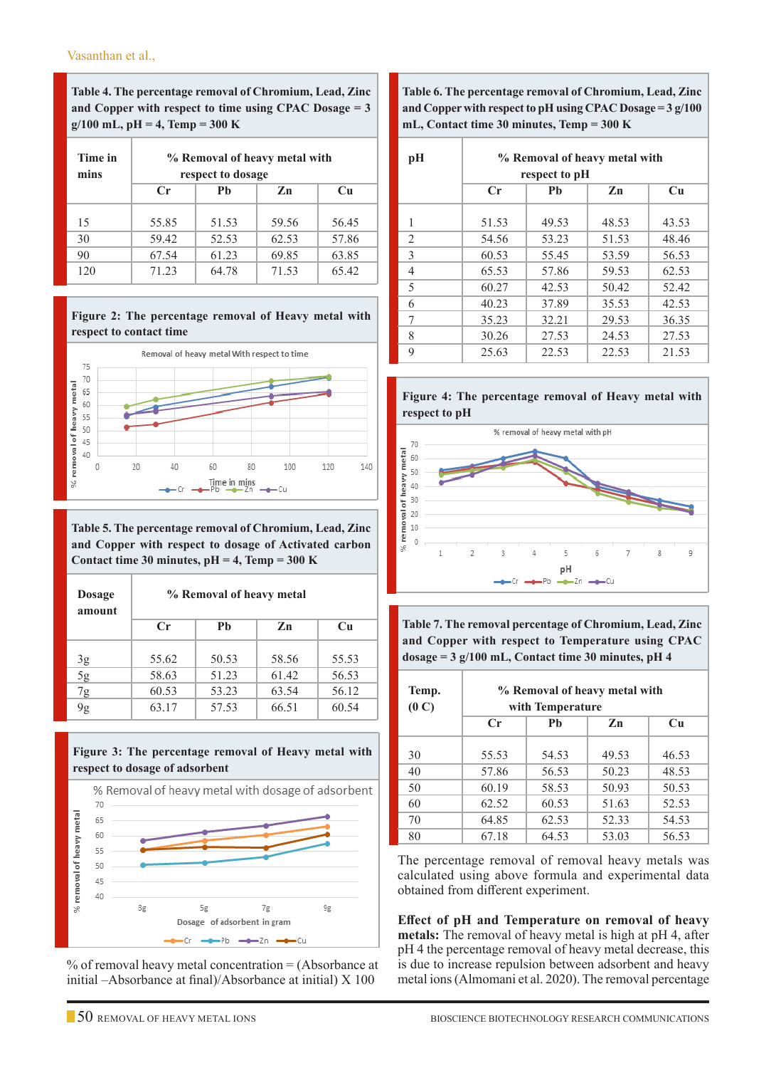**Table 4. The percentage removal of Chromium, Lead, Zinc and Copper with respect to time using CPAC Dosage = 3 g/100 mL, pH = 4, Temp = 300 K**

| Time in mins | % Removal of heavy metal with respect to dosage | | | |
|---|---|---|---|---|
| | Cr | Pb | Zn | Cu |
| 15 | 55.85 | 51.53 | 59.56 | 56.45 |
| 30 | 59.42 | 52.53 | 62.53 | 57.86 |
| 90 | 67.54 | 61.23 | 69.85 | 63.85 |
| 120 | 71.23 | 64.78 | 71.53 | 65.42 |

**Figure 2: The percentage removal of Heavy metal with respect to contact time**

**Table 5. The percentage removal of Chromium, Lead, Zinc and Copper with respect to dosage of Activated carbon Contact time 30 minutes, pH = 4, Temp = 300 K**

| Dosage amount | % Removal of heavy metal | | | |
|---|---|---|---|---|
| | Cr | Pb | Zn | Cu |
| 3g | 55.62 | 50.53 | 58.56 | 55.53 |
| 5g | 58.63 | 51.23 | 61.42 | 56.53 |
| 7g | 60.53 | 53.23 | 63.54 | 56.12 |
| 9g | 63.17 | 57.53 | 66.51 | 60.54 |

**Figure 3: The percentage removal of Heavy metal with respect to dosage of adsorbent**

% of removal heavy metal concentration = (Absorbance at initial –Absorbance at final)/Absorbance at initial) X 100

**Table 6. The percentage removal of Chromium, Lead, Zinc and Copper with respect to pH using CPAC Dosage = 3 g/100 mL, Contact time 30 minutes, Temp = 300 K**

| pH | % Removal of heavy metal with respect to pH | | | |
|---|---|---|---|---|
| | Cr | Pb | Zn | Cu |
| 1 | 51.53 | 49.53 | 48.53 | 43.53 |
| 2 | 54.56 | 53.23 | 51.53 | 48.46 |
| 3 | 60.53 | 55.45 | 53.59 | 56.53 |
| 4 | 65.53 | 57.86 | 59.53 | 62.53 |
| 5 | 60.27 | 42.53 | 50.42 | 52.42 |
| 6 | 40.23 | 37.89 | 35.53 | 42.53 |
| 7 | 35.23 | 32.21 | 29.53 | 36.35 |
| 8 | 30.26 | 27.53 | 24.53 | 27.53 |
| 9 | 25.63 | 22.53 | 22.53 | 21.53 |

**Figure 4: The percentage removal of Heavy metal with respect to pH**

**Table 7. The removal percentage of Chromium, Lead, Zinc and Copper with respect to Temperature using CPAC dosage = 3 g/100 mL, Contact time 30 minutes, pH 4**

| Temp. (0 C) | % Removal of heavy metal with with Temperature | | | |
|---|---|---|---|---|
| | Cr | Pb | Zn | Cu |
| 30 | 55.53 | 54.53 | 49.53 | 46.53 |
| 40 | 57.86 | 56.53 | 50.23 | 48.53 |
| 50 | 60.19 | 58.53 | 50.93 | 50.53 |
| 60 | 62.52 | 60.53 | 51.63 | 52.53 |
| 70 | 64.85 | 62.53 | 52.33 | 54.53 |
| 80 | 67.18 | 64.53 | 53.03 | 56.53 |

The percentage removal of removal heavy metals was calculated using above formula and experimental data obtained from different experiment.

**Effect of pH and Temperature on removal of heavy metals:** The removal of heavy metal is high at pH 4, after pH 4 the percentage removal of heavy metal decrease, this is due to increase repulsion between adsorbent and heavy metal ions (Almomani et al. 2020). The removal percentage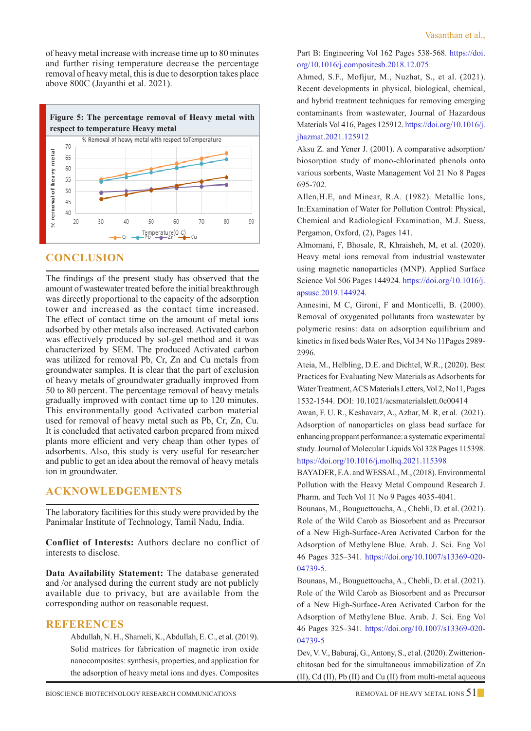of heavy metal increase with increase time up to 80 minutes and further rising temperature decrease the percentage removal of heavy metal, this is due to desorption takes place above 800C (Jayanthi et al. 2021).

**Figure 5: The percentage removal of Heavy metal with respect to temperature Heavy metal**

## CONCLUSION

The findings of the present study has observed that the amount of wastewater treated before the initial breakthrough was directly proportional to the capacity of the adsorption tower and increased as the contact time increased. The effect of contact time on the amount of metal ions adsorbed by other metals also increased. Activated carbon was effectively produced by sol-gel method and it was characterized by SEM. The produced Activated carbon was utilized for removal Pb, Cr, Zn and Cu metals from groundwater samples. It is clear that the part of exclusion of heavy metals of groundwater gradually improved from 50 to 80 percent. The percentage removal of heavy metals gradually improved with contact time up to 120 minutes. This environmentally good Activated carbon material used for removal of heavy metal such as Pb, Cr, Zn, Cu. It is concluded that activated carbon prepared from mixed plants more efficient and very cheap than other types of adsorbents. Also, this study is very useful for researcher and public to get an idea about the removal of heavy metals ion in groundwater.

## ACKNOWLEDGEMENTS

The laboratory facilities for this study were provided by the Panimalar Institute of Technology, Tamil Nadu, India.

**Conflict of Interests:** Authors declare no conflict of interests to disclose.

**Data Availability Statement:** The database generated and /or analysed during the current study are not publicly available due to privacy, but are available from the corresponding author on reasonable request.

## REFERENCES

Abdullah, N. H., Shameli, K., Abdullah, E. C., et al. (2019). Solid matrices for fabrication of magnetic iron oxide nanocomposites: synthesis, properties, and application for the adsorption of heavy metal ions and dyes. Composites Part B: Engineering Vol 162 Pages 538-568. https://doi.org/10.1016/j.compositesb.2018.12.075

Ahmed, S.F., Mofijur, M., Nuzhat, S., et al. (2021). Recent developments in physical, biological, chemical, and hybrid treatment techniques for removing emerging contaminants from wastewater, Journal of Hazardous Materials Vol 416, Pages 125912. https://doi.org/10.1016/j.jhazmat.2021.125912

Aksu Z. and Yener J. (2001). A comparative adsorption/biosorption study of mono-chlorinated phenols onto various sorbents, Waste Management Vol 21 No 8 Pages 695-702.

Allen,H.E, and Minear, R.A. (1982). Metallic Ions, In:Examination of Water for Pollution Control: Physical, Chemical and Radiological Examination, M.J. Suess, Pergamon, Oxford, (2), Pages 141.

Almomani, F, Bhosale, R, Khraisheh, M, et al. (2020). Heavy metal ions removal from industrial wastewater using magnetic nanoparticles (MNP). Applied Surface Science Vol 506 Pages 144924. https://doi.org/10.1016/j.apsusc.2019.144924.

Annesini, M C, Gironi, F and Monticelli, B. (2000). Removal of oxygenated pollutants from wastewater by polymeric resins: data on adsorption equilibrium and kinetics in fixed beds Water Res, Vol 34 No 11Pages 2989-2996.

Ateia, M., Helbling, D.E. and Dichtel, W.R., (2020). Best Practices for Evaluating New Materials as Adsorbents for Water Treatment, ACS Materials Letters, Vol 2, No11, Pages 1532-1544. DOI: 10.1021/acsmaterialslett.0c00414

Awan, F. U. R., Keshavarz, A., Azhar, M. R, et al. (2021). Adsorption of nanoparticles on glass bead surface for enhancing proppant performance: a systematic experimental study. Journal of Molecular Liquids Vol 328 Pages 115398. https://doi.org/10.1016/j.molliq.2021.115398

BAYADER, F.A. and WESSAL, M., (2018). Environmental Pollution with the Heavy Metal Compound Research J. Pharm. and Tech Vol 11 No 9 Pages 4035-4041.

Bounaas, M., Bouguettoucha, A., Chebli, D. et al. (2021). Role of the Wild Carob as Biosorbent and as Precursor of a New High-Surface-Area Activated Carbon for the Adsorption of Methylene Blue. Arab. J. Sci. Eng Vol 46 Pages 325–341. https://doi.org/10.1007/s13369-020-04739-5.

Bounaas, M., Bouguettoucha, A., Chebli, D. et al. (2021). Role of the Wild Carob as Biosorbent and as Precursor of a New High-Surface-Area Activated Carbon for the Adsorption of Methylene Blue. Arab. J. Sci. Eng Vol 46 Pages 325–341. https://doi.org/10.1007/s13369-020-04739-5

Dev, V. V., Baburaj, G., Antony, S., et al. (2020). Zwitterion-chitosan bed for the simultaneous immobilization of Zn (II), Cd (II), Pb (II) and Cu (II) from multi-metal aqueous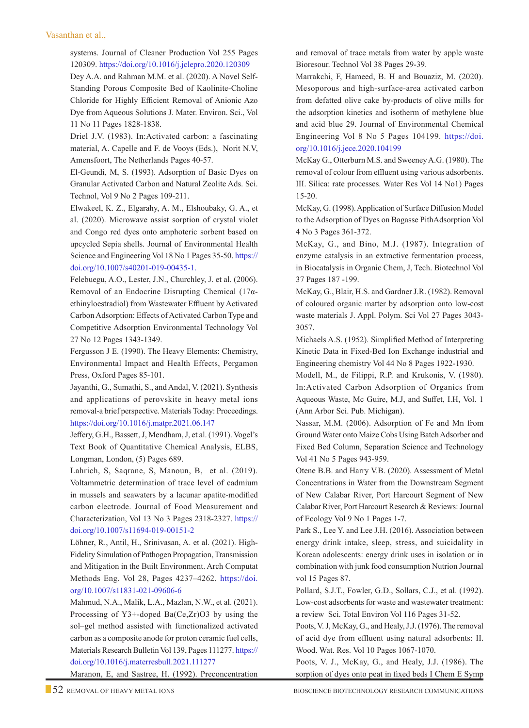systems. Journal of Cleaner Production Vol 255 Pages 120309. https://doi.org/10.1016/j.jclepro.2020.120309

Dey A.A. and Rahman M.M. et al. (2020). A Novel Self-Standing Porous Composite Bed of Kaolinite-Choline Chloride for Highly Efficient Removal of Anionic Azo Dye from Aqueous Solutions J. Mater. Environ. Sci., Vol 11 No 11 Pages 1828-1838.

Driel J.V. (1983). In:Activated carbon: a fascinating material, A. Capelle and F. de Vooys (Eds.), Norit N.V, Amensfoort, The Netherlands Pages 40-57.

El-Geundi, M, S. (1993). Adsorption of Basic Dyes on Granular Activated Carbon and Natural Zeolite Ads. Sci. Technol, Vol 9 No 2 Pages 109-211.

Elwakeel, K. Z., Elgarahy, A. M., Elshoubaky, G. A., et al. (2020). Microwave assist sorption of crystal violet and Congo red dyes onto amphoteric sorbent based on upcycled Sepia shells. Journal of Environmental Health Science and Engineering Vol 18 No 1 Pages 35-50. https://doi.org/10.1007/s40201-019-00435-1.

Felebuegu, A.O., Lester, J.N., Churchley, J. et al. (2006). Removal of an Endocrine Disrupting Chemical (17α-ethinyloestradiol) from Wastewater Effluent by Activated Carbon Adsorption: Effects of Activated Carbon Type and Competitive Adsorption Environmental Technology Vol 27 No 12 Pages 1343-1349.

Fergusson J E. (1990). The Heavy Elements: Chemistry, Environmental Impact and Health Effects, Pergamon Press, Oxford Pages 85-101.

Jayanthi, G., Sumathi, S., and Andal, V. (2021). Synthesis and applications of perovskite in heavy metal ions removal-a brief perspective. Materials Today: Proceedings. https://doi.org/10.1016/j.matpr.2021.06.147

Jeffery, G.H., Bassett, J, Mendham, J, et al. (1991). Vogel's Text Book of Quantitative Chemical Analysis, ELBS, Longman, London, (5) Pages 689.

Lahrich, S, Saqrane, S, Manoun, B, et al. (2019). Voltammetric determination of trace level of cadmium in mussels and seawaters by a lacunar apatite-modified carbon electrode. Journal of Food Measurement and Characterization, Vol 13 No 3 Pages 2318-2327. https://doi.org/10.1007/s11694-019-00151-2

Löhner, R., Antil, H., Srinivasan, A. et al. (2021). High-Fidelity Simulation of Pathogen Propagation, Transmission and Mitigation in the Built Environment. Arch Computat Methods Eng. Vol 28, Pages 4237–4262. https://doi.org/10.1007/s11831-021-09606-6

Mahmud, N.A., Malik, L.A., Mazlan, N.W., et al. (2021). Processing of $Y^{3+}$-doped $Ba(Ce,Zr)O_3$ by using the sol–gel method assisted with functionalized activated carbon as a composite anode for proton ceramic fuel cells, Materials Research Bulletin Vol 139, Pages 111277. https://doi.org/10.1016/j.materresbull.2021.111277

Maranon, E, and Sastree, H. (1992). Preconcentration and removal of trace metals from water by apple waste Bioresour. Technol Vol 38 Pages 29-39.

Marrakchi, F, Hameed, B. H and Bouaziz, M. (2020). Mesoporous and high-surface-area activated carbon from defatted olive cake by-products of olive mills for the adsorption kinetics and isotherm of methylene blue and acid blue 29. Journal of Environmental Chemical Engineering Vol 8 No 5 Pages 104199. https://doi.org/10.1016/j.jece.2020.104199

McKay G., Otterburn M.S. and Sweeney A.G. (1980). The removal of colour from effluent using various adsorbents. III. Silica: rate processes. Water Res Vol 14 No1) Pages 15-20.

McKay, G. (1998). Application of Surface Diffusion Model to the Adsorption of Dyes on Bagasse PithAdsorption Vol 4 No 3 Pages 361-372.

McKay, G., and Bino, M.J. (1987). Integration of enzyme catalysis in an extractive fermentation process, in Biocatalysis in Organic Chem, J, Tech. Biotechnol Vol 37 Pages 187 -199.

McKay, G., Blair, H.S. and Gardner J.R. (1982). Removal of coloured organic matter by adsorption onto low-cost waste materials J. Appl. Polym. Sci Vol 27 Pages 3043-3057.

Michaels A.S. (1952). Simplified Method of Interpreting Kinetic Data in Fixed-Bed Ion Exchange industrial and Engineering chemistry Vol 44 No 8 Pages 1922-1930.

Modell, M., de Filippi, R.P. and Krukonis, V. (1980). In:Activated Carbon Adsorption of Organics from Aqueous Waste, Mc Guire, M.J, and Suffet, I.H, Vol. 1 (Ann Arbor Sci. Pub. Michigan).

Nassar, M.M. (2006). Adsorption of Fe and Mn from Ground Water onto Maize Cobs Using Batch Adsorber and Fixed Bed Column, Separation Science and Technology Vol 41 No 5 Pages 943-959.

Otene B.B. and Harry V.B. (2020). Assessment of Metal Concentrations in Water from the Downstream Segment of New Calabar River, Port Harcourt Segment of New Calabar River, Port Harcourt Research & Reviews: Journal of Ecology Vol 9 No 1 Pages 1-7.

Park S., Lee Y. and Lee J.H. (2016). Association between energy drink intake, sleep, stress, and suicidality in Korean adolescents: energy drink uses in isolation or in combination with junk food consumption Nutrion Journal vol 15 Pages 87.

Pollard, S.J.T., Fowler, G.D., Sollars, C.J., et al. (1992). Low-cost adsorbents for waste and wastewater treatment: a review Sci. Total Environ Vol 116 Pages 31-52.

Poots, V. J, McKay, G., and Healy, J.J. (1976). The removal of acid dye from effluent using natural adsorbents: II. Wood. Wat. Res. Vol 10 Pages 1067-1070.

Poots, V. J., McKay, G., and Healy, J.J. (1986). The sorption of dyes onto peat in fixed beds I Chem E Symp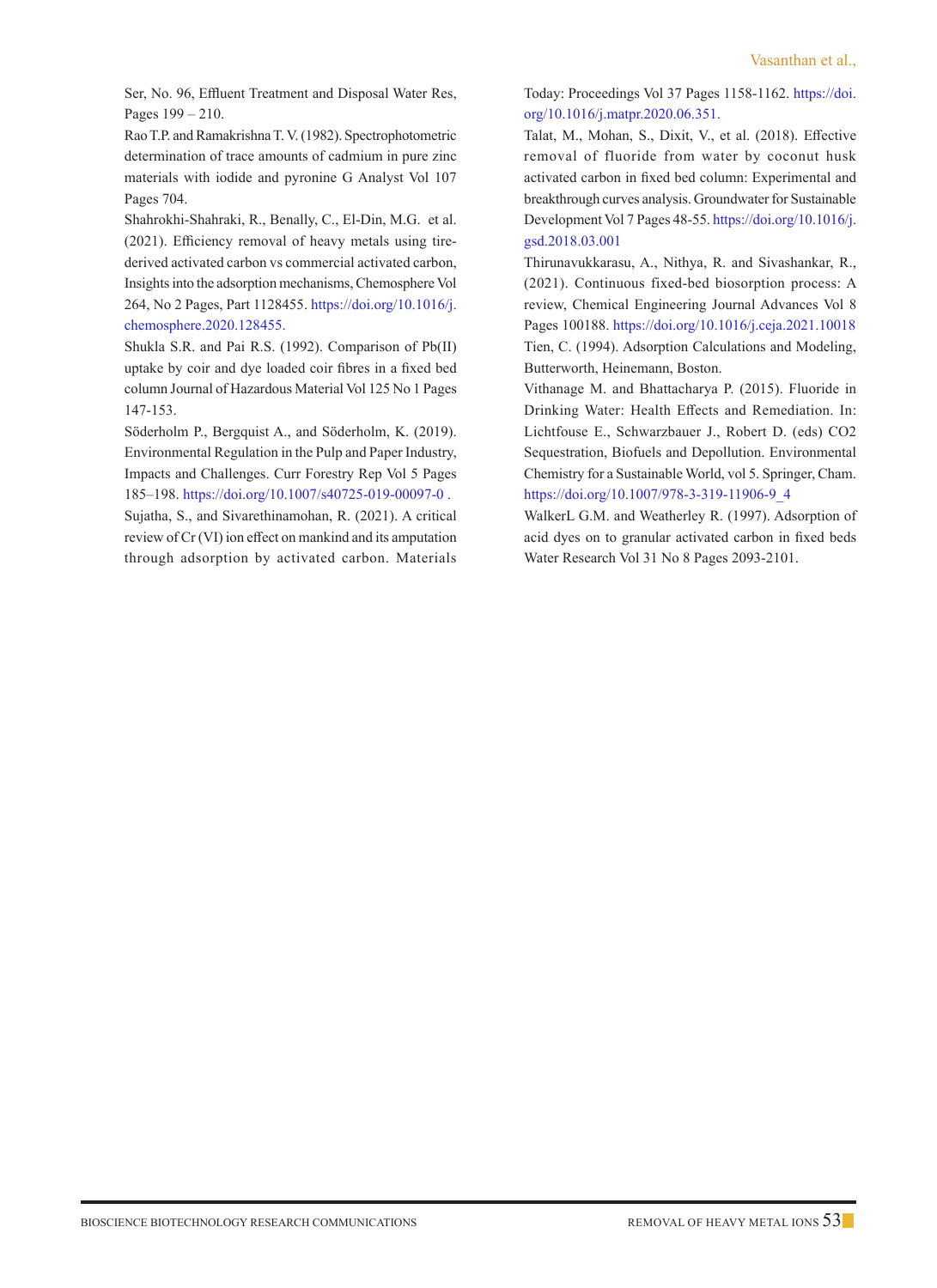Ser, No. 96, Effluent Treatment and Disposal Water Res, Pages 199 – 210.

Rao T.P. and Ramakrishna T. V. (1982). Spectrophotometric determination of trace amounts of cadmium in pure zinc materials with iodide and pyronine G Analyst Vol 107 Pages 704.

Shahrokhi-Shahraki, R., Benally, C., El-Din, M.G. et al. (2021). Efficiency removal of heavy metals using tire-derived activated carbon vs commercial activated carbon, Insights into the adsorption mechanisms, Chemosphere Vol 264, No 2 Pages, Part 1128455. https://doi.org/10.1016/j.chemosphere.2020.128455.

Shukla S.R. and Pai R.S. (1992). Comparison of Pb(II) uptake by coir and dye loaded coir fibres in a fixed bed column Journal of Hazardous Material Vol 125 No 1 Pages 147-153.

Söderholm P., Bergquist A., and Söderholm, K. (2019). Environmental Regulation in the Pulp and Paper Industry, Impacts and Challenges. Curr Forestry Rep Vol 5 Pages 185–198. https://doi.org/10.1007/s40725-019-00097-0 .

Sujatha, S., and Sivarethinamohan, R. (2021). A critical review of Cr (VI) ion effect on mankind and its amputation through adsorption by activated carbon. Materials Today: Proceedings Vol 37 Pages 1158-1162. https://doi.org/10.1016/j.matpr.2020.06.351.

Talat, M., Mohan, S., Dixit, V., et al. (2018). Effective removal of fluoride from water by coconut husk activated carbon in fixed bed column: Experimental and breakthrough curves analysis. Groundwater for Sustainable Development Vol 7 Pages 48-55. https://doi.org/10.1016/j.gsd.2018.03.001

Thirunavukkarasu, A., Nithya, R. and Sivashankar, R., (2021). Continuous fixed-bed biosorption process: A review, Chemical Engineering Journal Advances Vol 8 Pages 100188. https://doi.org/10.1016/j.ceja.2021.10018

Tien, C. (1994). Adsorption Calculations and Modeling, Butterworth, Heinemann, Boston.

Vithanage M. and Bhattacharya P. (2015). Fluoride in Drinking Water: Health Effects and Remediation. In: Lichtfouse E., Schwarzbauer J., Robert D. (eds) CO2 Sequestration, Biofuels and Depollution. Environmental Chemistry for a Sustainable World, vol 5. Springer, Cham. https://doi.org/10.1007/978-3-319-11906-9_4

WalkerL G.M. and Weatherley R. (1997). Adsorption of acid dyes on to granular activated carbon in fixed beds Water Research Vol 31 No 8 Pages 2093-2101.